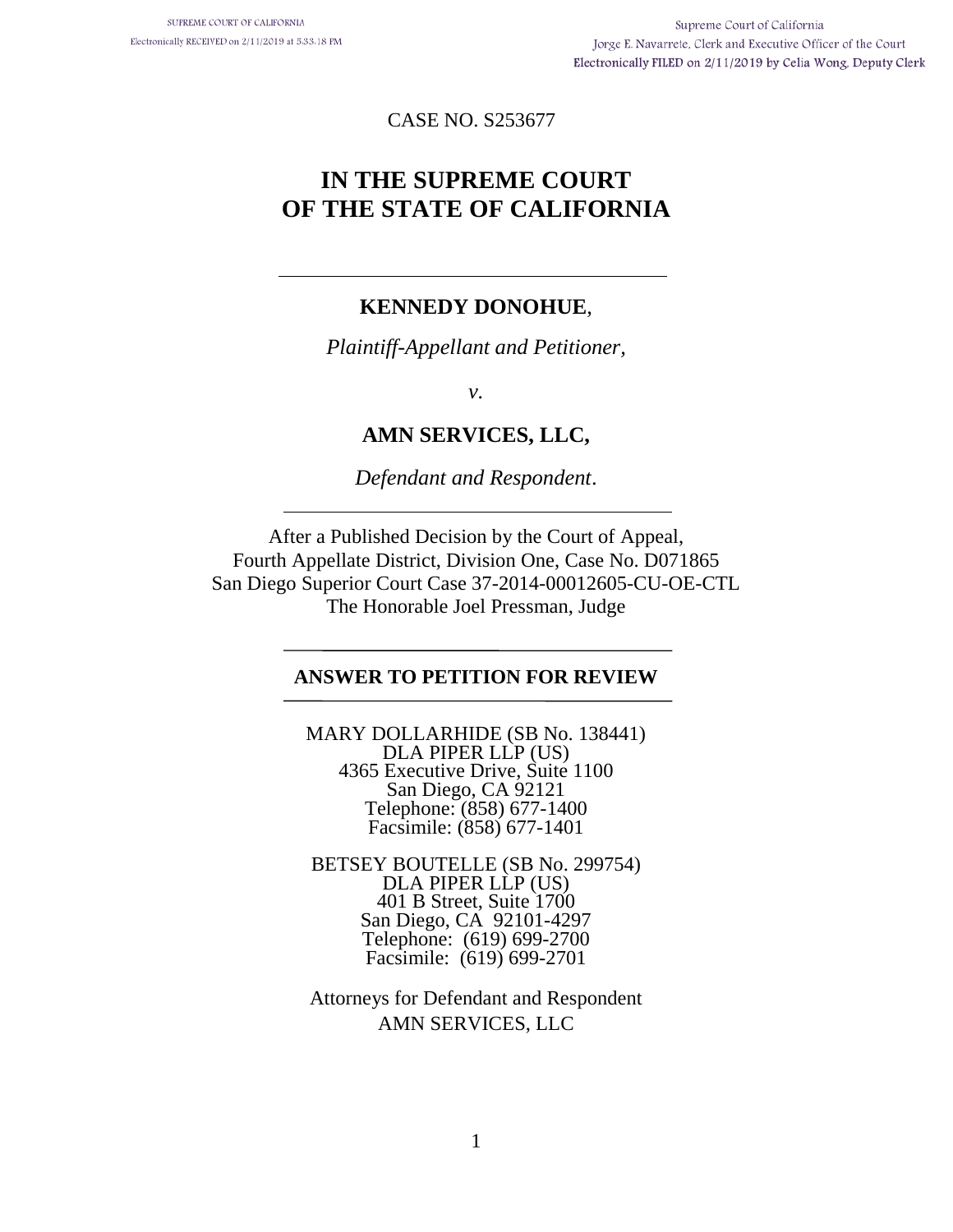SUPREME COURT OF CALIFORNIA
Electronically RECEIVED on 2/11/2019 at 5:33:18 PM

Supreme Court of California
Jorge E. Navarrete, Clerk and Executive Officer of the Court
Electronically FILED on 2/11/2019 by Celia Wong, Deputy Clerk

CASE NO. S253677

# IN THE SUPREME COURT OF THE STATE OF CALIFORNIA

---

**KENNEDY DONOHUE**,

*Plaintiff-Appellant and Petitioner,*

*v.*

**AMN SERVICES, LLC,**

*Defendant and Respondent.*

---

After a Published Decision by the Court of Appeal,
Fourth Appellate District, Division One, Case No. D071865
San Diego Superior Court Case 37-2014-00012605-CU-OE-CTL
The Honorable Joel Pressman, Judge

---

## ANSWER TO PETITION FOR REVIEW

---

MARY DOLLARHIDE (SB No. 138441)
DLA PIPER LLP (US)
4365 Executive Drive, Suite 1100
San Diego, CA 92121
Telephone: (858) 677-1400
Facsimile: (858) 677-1401

BETSEY BOUTELLE (SB No. 299754)
DLA PIPER LLP (US)
401 B Street, Suite 1700
San Diego, CA 92101-4297
Telephone: (619) 699-2700
Facsimile: (619) 699-2701

Attorneys for Defendant and Respondent
AMN SERVICES, LLC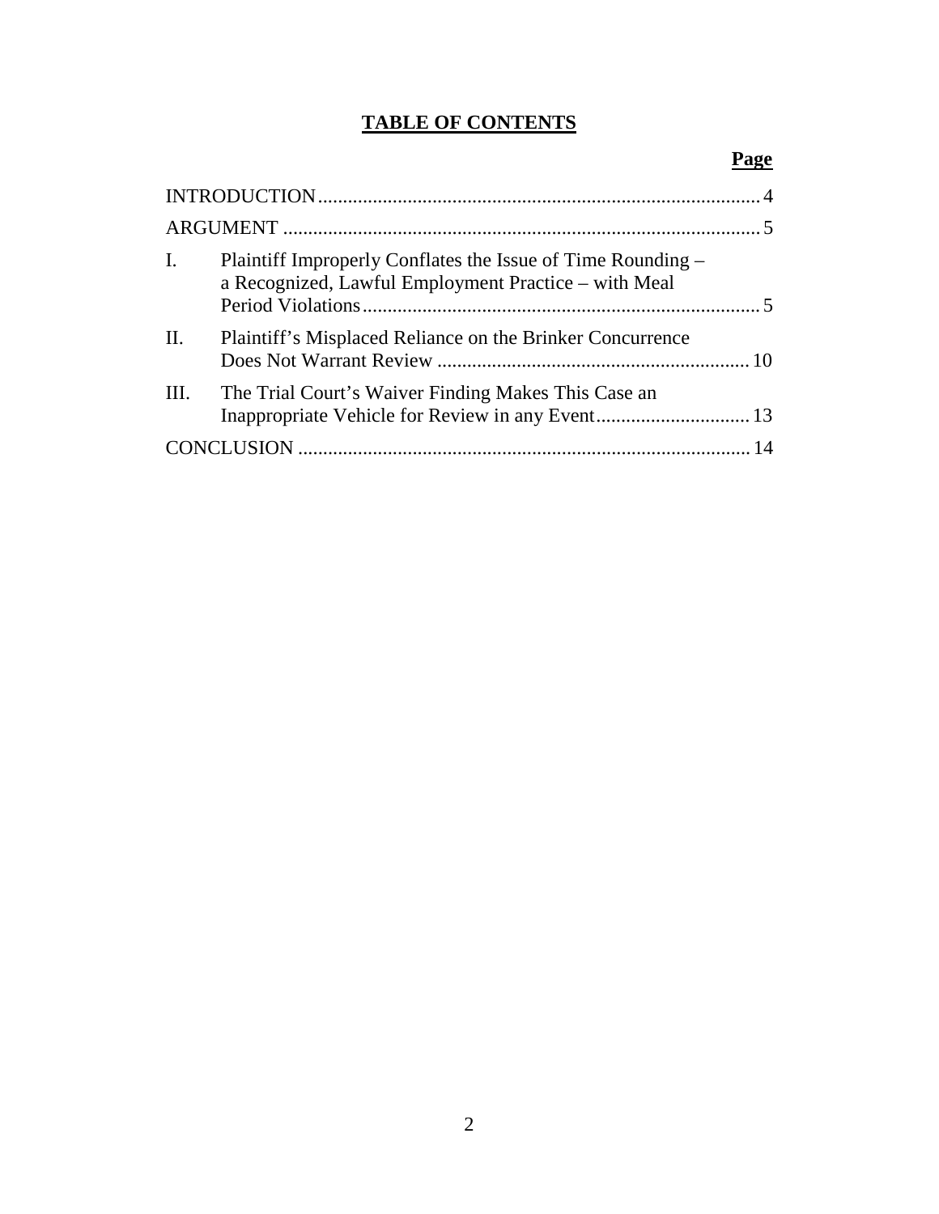# TABLE OF CONTENTS

| | | Page |
|---|---|---|
| INTRODUCTION | | 4 |
| ARGUMENT | | 5 |
| I. | Plaintiff Improperly Conflates the Issue of Time Rounding – a Recognized, Lawful Employment Practice – with Meal Period Violations | 5 |
| II. | Plaintiff's Misplaced Reliance on the Brinker Concurrence Does Not Warrant Review | 10 |
| III. | The Trial Court's Waiver Finding Makes This Case an Inappropriate Vehicle for Review in any Event | 13 |
| CONCLUSION | | 14 |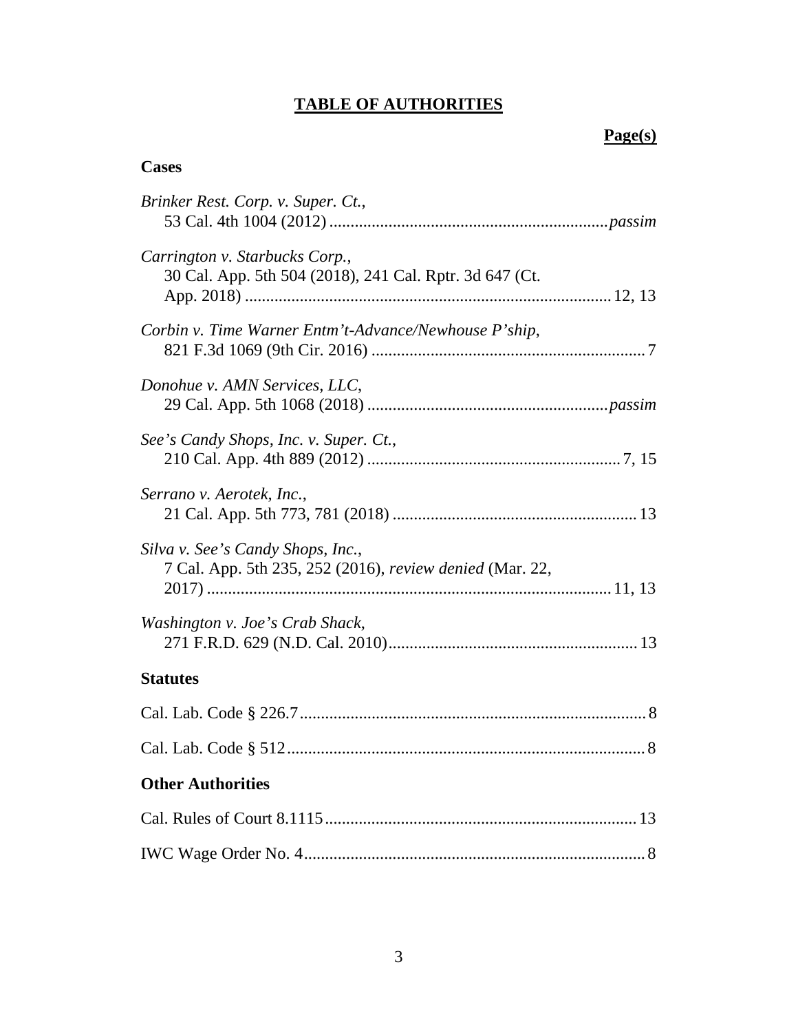# TABLE OF AUTHORITIES

**Page(s)**

**Cases**

*Brinker Rest. Corp. v. Super. Ct.*,
53 Cal. 4th 1004 (2012) ........................................................................ *passim*

*Carrington v. Starbucks Corp.*,
30 Cal. App. 5th 504 (2018), 241 Cal. Rptr. 3d 647 (Ct. App. 2018) ........................................................................ 12, 13

*Corbin v. Time Warner Entm't-Advance/Newhouse P'ship*,
821 F.3d 1069 (9th Cir. 2016) ........................................................................ 7

*Donohue v. AMN Services, LLC*,
29 Cal. App. 5th 1068 (2018) ........................................................................ *passim*

*See's Candy Shops, Inc. v. Super. Ct.*,
210 Cal. App. 4th 889 (2012) ........................................................................ 7, 15

*Serrano v. Aerotek, Inc.*,
21 Cal. App. 5th 773, 781 (2018) ........................................................................ 13

*Silva v. See's Candy Shops, Inc.*,
7 Cal. App. 5th 235, 252 (2016), *review denied* (Mar. 22, 2017) ........................................................................ 11, 13

*Washington v. Joe's Crab Shack*,
271 F.R.D. 629 (N.D. Cal. 2010) ........................................................................ 13

**Statutes**

Cal. Lab. Code § 226.7 ........................................................................ 8

Cal. Lab. Code § 512 ........................................................................ 8

**Other Authorities**

Cal. Rules of Court 8.1115 ........................................................................ 13

IWC Wage Order No. 4 ........................................................................ 8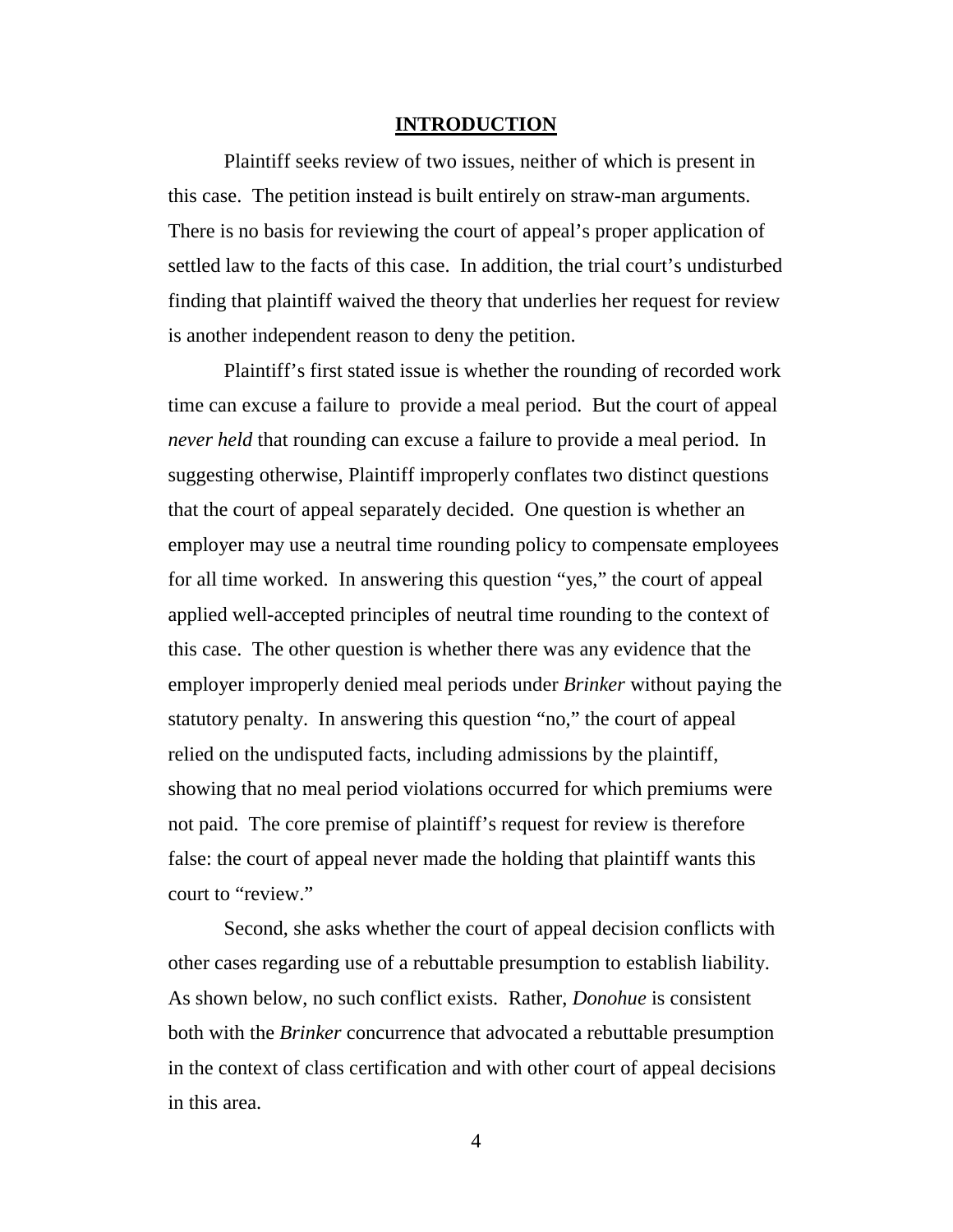# **INTRODUCTION**

Plaintiff seeks review of two issues, neither of which is present in this case. The petition instead is built entirely on straw-man arguments. There is no basis for reviewing the court of appeal's proper application of settled law to the facts of this case. In addition, the trial court's undisturbed finding that plaintiff waived the theory that underlies her request for review is another independent reason to deny the petition.

Plaintiff's first stated issue is whether the rounding of recorded work time can excuse a failure to provide a meal period. But the court of appeal *never held* that rounding can excuse a failure to provide a meal period. In suggesting otherwise, Plaintiff improperly conflates two distinct questions that the court of appeal separately decided. One question is whether an employer may use a neutral time rounding policy to compensate employees for all time worked. In answering this question "yes," the court of appeal applied well-accepted principles of neutral time rounding to the context of this case. The other question is whether there was any evidence that the employer improperly denied meal periods under *Brinker* without paying the statutory penalty. In answering this question "no," the court of appeal relied on the undisputed facts, including admissions by the plaintiff, showing that no meal period violations occurred for which premiums were not paid. The core premise of plaintiff's request for review is therefore false: the court of appeal never made the holding that plaintiff wants this court to "review."

Second, she asks whether the court of appeal decision conflicts with other cases regarding use of a rebuttable presumption to establish liability. As shown below, no such conflict exists. Rather, *Donohue* is consistent both with the *Brinker* concurrence that advocated a rebuttable presumption in the context of class certification and with other court of appeal decisions in this area.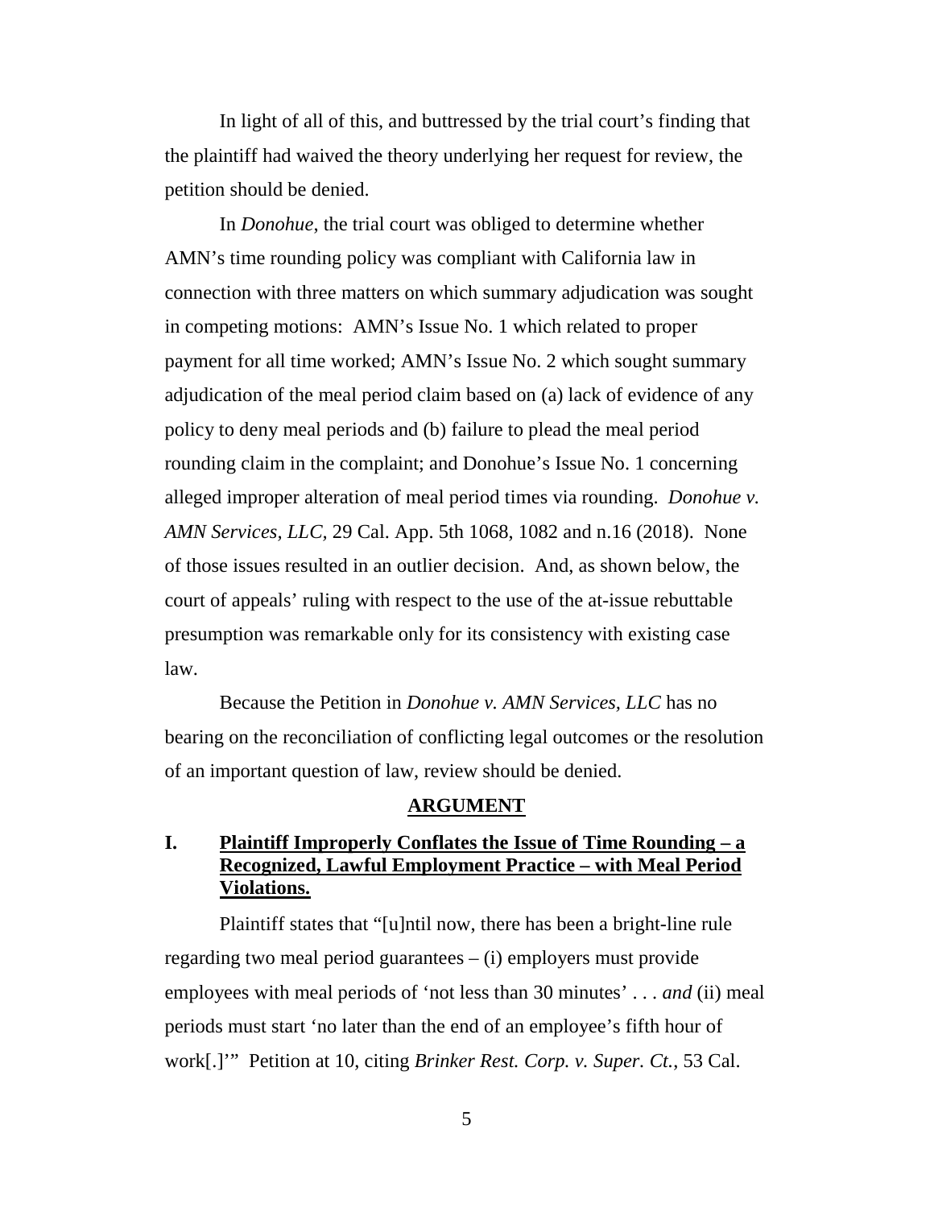In light of all of this, and buttressed by the trial court's finding that the plaintiff had waived the theory underlying her request for review, the petition should be denied.

In *Donohue*, the trial court was obliged to determine whether AMN's time rounding policy was compliant with California law in connection with three matters on which summary adjudication was sought in competing motions: AMN's Issue No. 1 which related to proper payment for all time worked; AMN's Issue No. 2 which sought summary adjudication of the meal period claim based on (a) lack of evidence of any policy to deny meal periods and (b) failure to plead the meal period rounding claim in the complaint; and Donohue's Issue No. 1 concerning alleged improper alteration of meal period times via rounding. *Donohue v. AMN Services, LLC,* 29 Cal. App. 5th 1068, 1082 and n.16 (2018). None of those issues resulted in an outlier decision. And, as shown below, the court of appeals' ruling with respect to the use of the at-issue rebuttable presumption was remarkable only for its consistency with existing case law.

Because the Petition in *Donohue v. AMN Services, LLC* has no bearing on the reconciliation of conflicting legal outcomes or the resolution of an important question of law, review should be denied.

## ARGUMENT

### I. Plaintiff Improperly Conflates the Issue of Time Rounding – a Recognized, Lawful Employment Practice – with Meal Period Violations.

Plaintiff states that "[u]ntil now, there has been a bright-line rule regarding two meal period guarantees – (i) employers must provide employees with meal periods of 'not less than 30 minutes' . . . *and* (ii) meal periods must start 'no later than the end of an employee's fifth hour of work[.]'" Petition at 10, citing *Brinker Rest. Corp. v. Super. Ct.*, 53 Cal.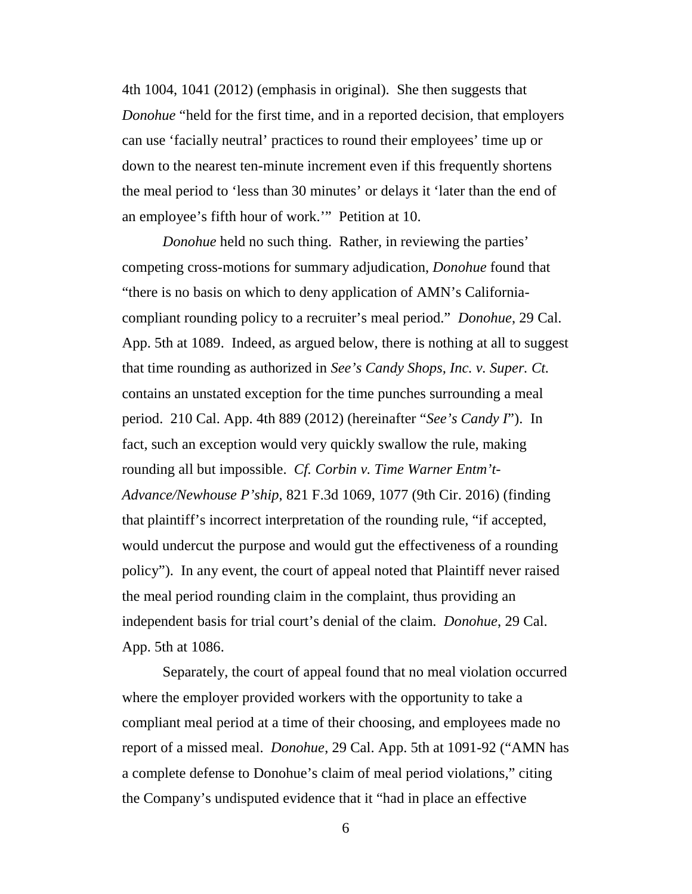4th 1004, 1041 (2012) (emphasis in original). She then suggests that *Donohue* "held for the first time, and in a reported decision, that employers can use 'facially neutral' practices to round their employees' time up or down to the nearest ten-minute increment even if this frequently shortens the meal period to 'less than 30 minutes' or delays it 'later than the end of an employee's fifth hour of work.'" Petition at 10.

*Donohue* held no such thing. Rather, in reviewing the parties' competing cross-motions for summary adjudication, *Donohue* found that "there is no basis on which to deny application of AMN's California-compliant rounding policy to a recruiter's meal period." *Donohue*, 29 Cal. App. 5th at 1089. Indeed, as argued below, there is nothing at all to suggest that time rounding as authorized in *See's Candy Shops, Inc. v. Super. Ct.* contains an unstated exception for the time punches surrounding a meal period. 210 Cal. App. 4th 889 (2012) (hereinafter "*See's Candy I*"). In fact, such an exception would very quickly swallow the rule, making rounding all but impossible. *Cf. Corbin v. Time Warner Entm't-Advance/Newhouse P'ship*, 821 F.3d 1069, 1077 (9th Cir. 2016) (finding that plaintiff's incorrect interpretation of the rounding rule, "if accepted, would undercut the purpose and would gut the effectiveness of a rounding policy"). In any event, the court of appeal noted that Plaintiff never raised the meal period rounding claim in the complaint, thus providing an independent basis for trial court's denial of the claim. *Donohue*, 29 Cal. App. 5th at 1086.

Separately, the court of appeal found that no meal violation occurred where the employer provided workers with the opportunity to take a compliant meal period at a time of their choosing, and employees made no report of a missed meal. *Donohue*, 29 Cal. App. 5th at 1091-92 ("AMN has a complete defense to Donohue's claim of meal period violations," citing the Company's undisputed evidence that it "had in place an effective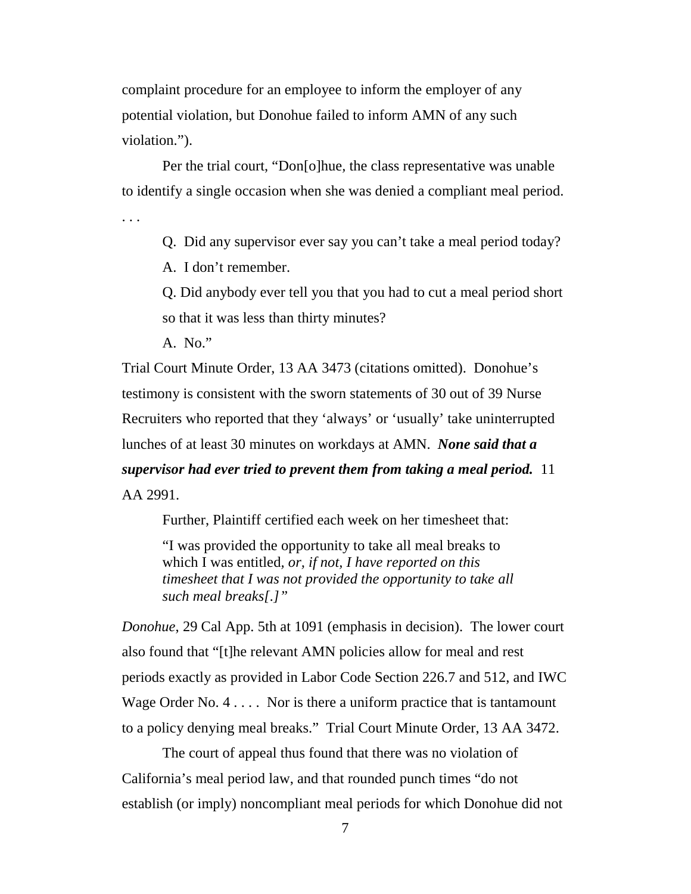complaint procedure for an employee to inform the employer of any potential violation, but Donohue failed to inform AMN of any such violation.").

Per the trial court, "Don[o]hue, the class representative was unable to identify a single occasion when she was denied a compliant meal period. . . .

> Q. Did any supervisor ever say you can't take a meal period today?
>
> A. I don't remember.
>
> Q. Did anybody ever tell you that you had to cut a meal period short so that it was less than thirty minutes?
>
> A. No."

Trial Court Minute Order, 13 AA 3473 (citations omitted). Donohue's testimony is consistent with the sworn statements of 30 out of 39 Nurse Recruiters who reported that they 'always' or 'usually' take uninterrupted lunches of at least 30 minutes on workdays at AMN. ***None said that a supervisor had ever tried to prevent them from taking a meal period.*** 11 AA 2991.

Further, Plaintiff certified each week on her timesheet that:

> "I was provided the opportunity to take all meal breaks to which I was entitled, *or, if not, I have reported on this timesheet that I was not provided the opportunity to take all such meal breaks[.]"*

*Donohue*, 29 Cal App. 5th at 1091 (emphasis in decision). The lower court also found that "[t]he relevant AMN policies allow for meal and rest periods exactly as provided in Labor Code Section 226.7 and 512, and IWC Wage Order No. 4 . . . . Nor is there a uniform practice that is tantamount to a policy denying meal breaks." Trial Court Minute Order, 13 AA 3472.

The court of appeal thus found that there was no violation of California's meal period law, and that rounded punch times "do not establish (or imply) noncompliant meal periods for which Donohue did not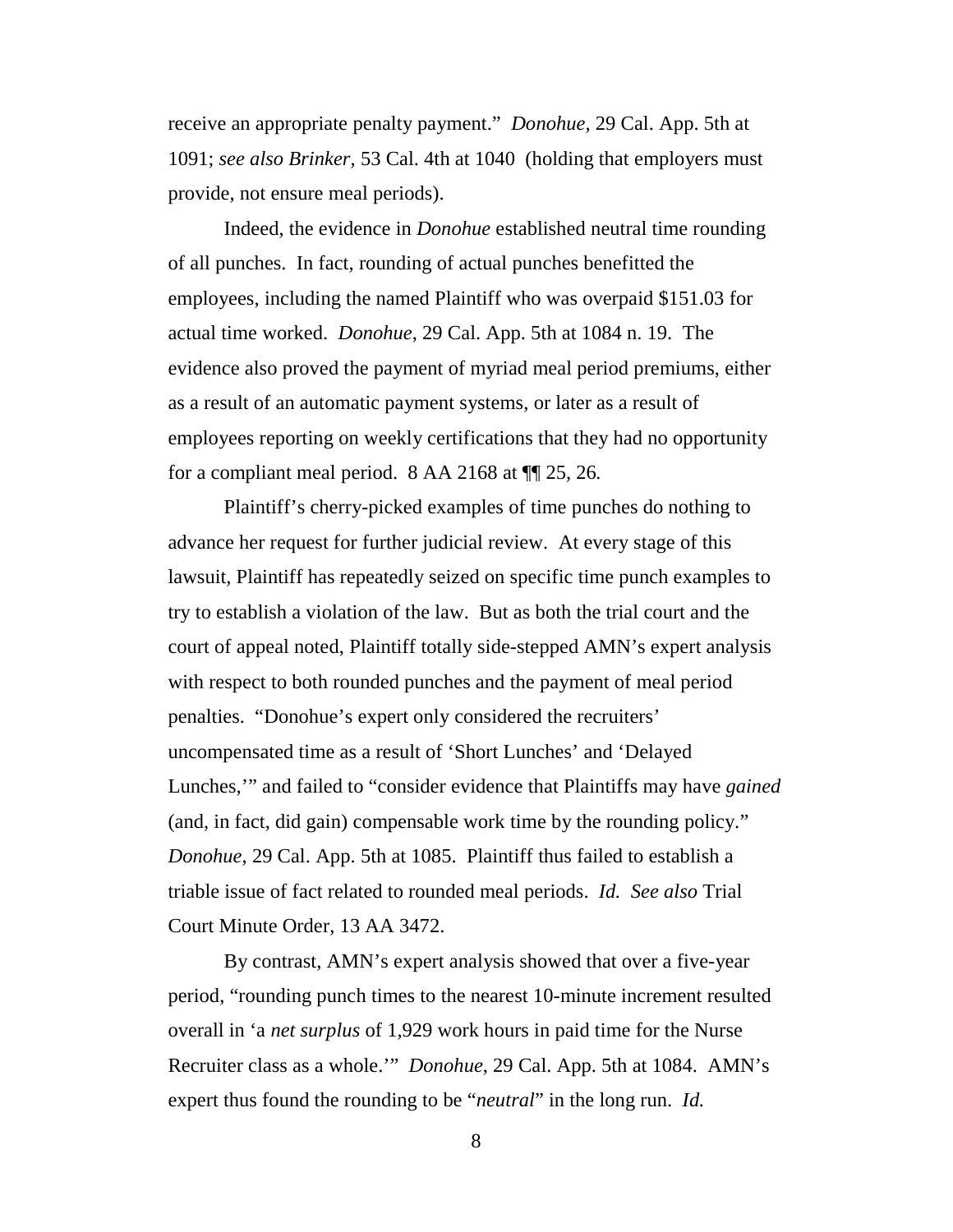receive an appropriate penalty payment." *Donohue,* 29 Cal. App. 5th at 1091; *see also Brinker,* 53 Cal. 4th at 1040 (holding that employers must provide, not ensure meal periods).

Indeed, the evidence in *Donohue* established neutral time rounding of all punches. In fact, rounding of actual punches benefitted the employees, including the named Plaintiff who was overpaid $151.03 for actual time worked. *Donohue*, 29 Cal. App. 5th at 1084 n. 19. The evidence also proved the payment of myriad meal period premiums, either as a result of an automatic payment systems, or later as a result of employees reporting on weekly certifications that they had no opportunity for a compliant meal period. 8 AA 2168 at ¶¶ 25, 26.

Plaintiff's cherry-picked examples of time punches do nothing to advance her request for further judicial review. At every stage of this lawsuit, Plaintiff has repeatedly seized on specific time punch examples to try to establish a violation of the law. But as both the trial court and the court of appeal noted, Plaintiff totally side-stepped AMN's expert analysis with respect to both rounded punches and the payment of meal period penalties. "Donohue's expert only considered the recruiters' uncompensated time as a result of 'Short Lunches' and 'Delayed Lunches,'" and failed to "consider evidence that Plaintiffs may have *gained* (and, in fact, did gain) compensable work time by the rounding policy." *Donohue*, 29 Cal. App. 5th at 1085. Plaintiff thus failed to establish a triable issue of fact related to rounded meal periods. *Id. See also* Trial Court Minute Order, 13 AA 3472.

By contrast, AMN's expert analysis showed that over a five-year period, "rounding punch times to the nearest 10-minute increment resulted overall in 'a *net surplus* of 1,929 work hours in paid time for the Nurse Recruiter class as a whole.'" *Donohue*, 29 Cal. App. 5th at 1084. AMN's expert thus found the rounding to be "*neutral*" in the long run. *Id.*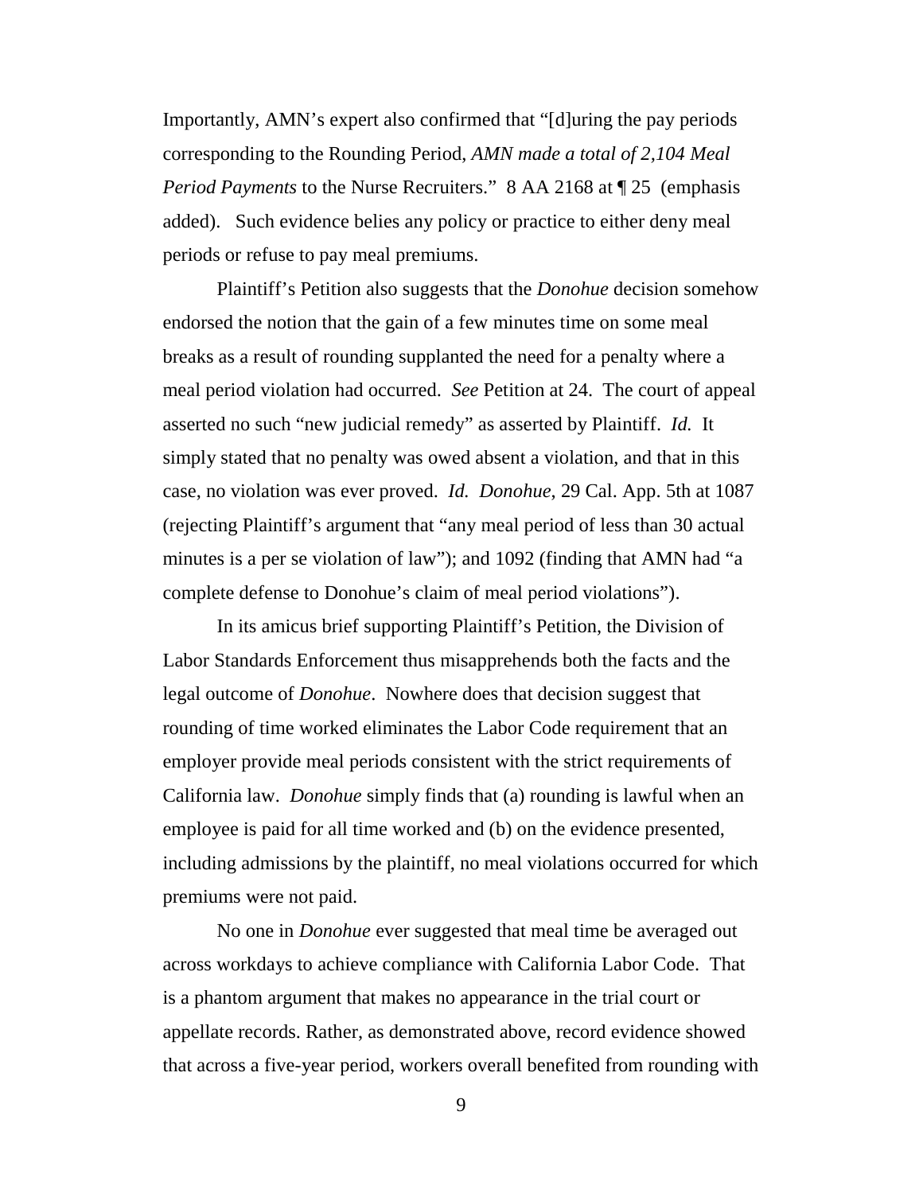Importantly, AMN's expert also confirmed that "[d]uring the pay periods corresponding to the Rounding Period, *AMN made a total of 2,104 Meal Period Payments* to the Nurse Recruiters." 8 AA 2168 at ¶ 25 (emphasis added). Such evidence belies any policy or practice to either deny meal periods or refuse to pay meal premiums.

Plaintiff's Petition also suggests that the *Donohue* decision somehow endorsed the notion that the gain of a few minutes time on some meal breaks as a result of rounding supplanted the need for a penalty where a meal period violation had occurred. *See* Petition at 24. The court of appeal asserted no such "new judicial remedy" as asserted by Plaintiff. *Id.* It simply stated that no penalty was owed absent a violation, and that in this case, no violation was ever proved. *Id. Donohue*, 29 Cal. App. 5th at 1087 (rejecting Plaintiff's argument that "any meal period of less than 30 actual minutes is a per se violation of law"); and 1092 (finding that AMN had "a complete defense to Donohue's claim of meal period violations").

In its amicus brief supporting Plaintiff's Petition, the Division of Labor Standards Enforcement thus misapprehends both the facts and the legal outcome of *Donohue*. Nowhere does that decision suggest that rounding of time worked eliminates the Labor Code requirement that an employer provide meal periods consistent with the strict requirements of California law. *Donohue* simply finds that (a) rounding is lawful when an employee is paid for all time worked and (b) on the evidence presented, including admissions by the plaintiff, no meal violations occurred for which premiums were not paid.

No one in *Donohue* ever suggested that meal time be averaged out across workdays to achieve compliance with California Labor Code. That is a phantom argument that makes no appearance in the trial court or appellate records. Rather, as demonstrated above, record evidence showed that across a five-year period, workers overall benefited from rounding with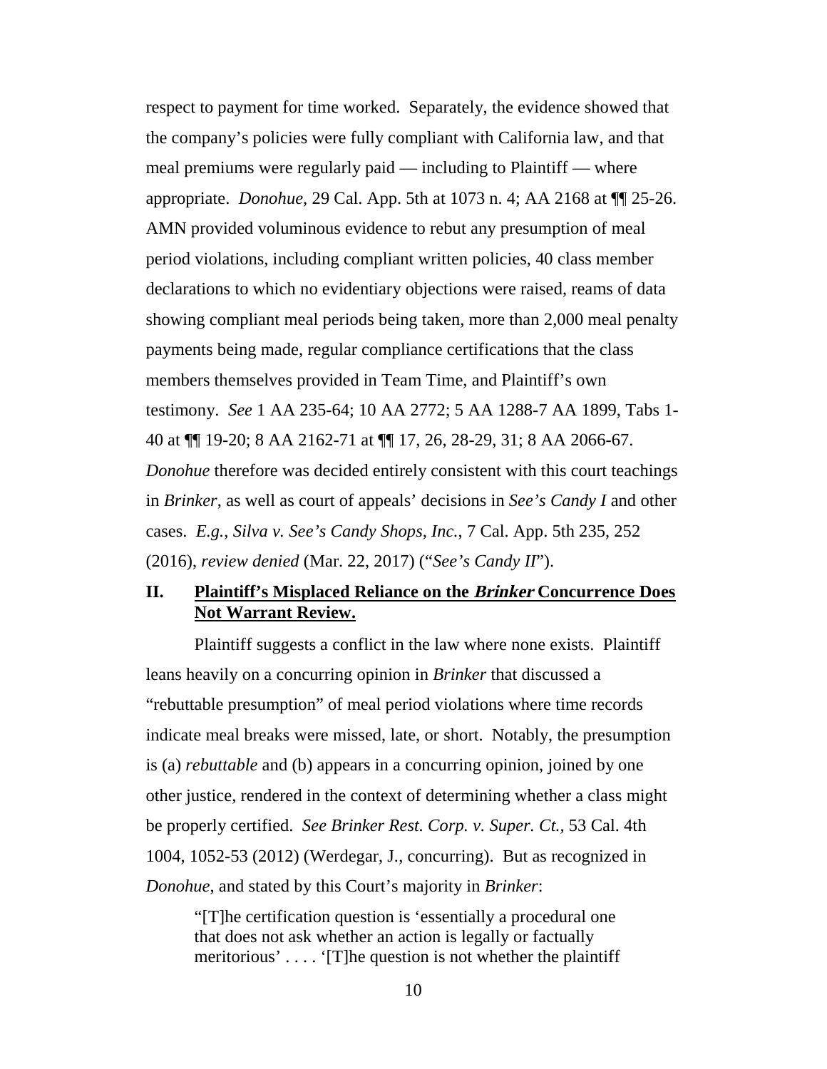respect to payment for time worked. Separately, the evidence showed that the company's policies were fully compliant with California law, and that meal premiums were regularly paid — including to Plaintiff — where appropriate. *Donohue*, 29 Cal. App. 5th at 1073 n. 4; AA 2168 at ¶¶ 25-26. AMN provided voluminous evidence to rebut any presumption of meal period violations, including compliant written policies, 40 class member declarations to which no evidentiary objections were raised, reams of data showing compliant meal periods being taken, more than 2,000 meal penalty payments being made, regular compliance certifications that the class members themselves provided in Team Time, and Plaintiff's own testimony. *See* 1 AA 235-64; 10 AA 2772; 5 AA 1288-7 AA 1899, Tabs 1-40 at ¶¶ 19-20; 8 AA 2162-71 at ¶¶ 17, 26, 28-29, 31; 8 AA 2066-67. *Donohue* therefore was decided entirely consistent with this court teachings in *Brinker*, as well as court of appeals' decisions in *See's Candy I* and other cases. *E.g.*, *Silva v. See's Candy Shops, Inc.*, 7 Cal. App. 5th 235, 252 (2016), *review denied* (Mar. 22, 2017) ("*See's Candy II*").

## II. Plaintiff's Misplaced Reliance on the *Brinker* Concurrence Does Not Warrant Review.

Plaintiff suggests a conflict in the law where none exists. Plaintiff leans heavily on a concurring opinion in *Brinker* that discussed a "rebuttable presumption" of meal period violations where time records indicate meal breaks were missed, late, or short. Notably, the presumption is (a) *rebuttable* and (b) appears in a concurring opinion, joined by one other justice, rendered in the context of determining whether a class might be properly certified. *See Brinker Rest. Corp. v. Super. Ct.*, 53 Cal. 4th 1004, 1052-53 (2012) (Werdegar, J., concurring). But as recognized in *Donohue*, and stated by this Court's majority in *Brinker*:

> "[T]he certification question is 'essentially a procedural one that does not ask whether an action is legally or factually meritorious' . . . . '[T]he question is not whether the plaintiff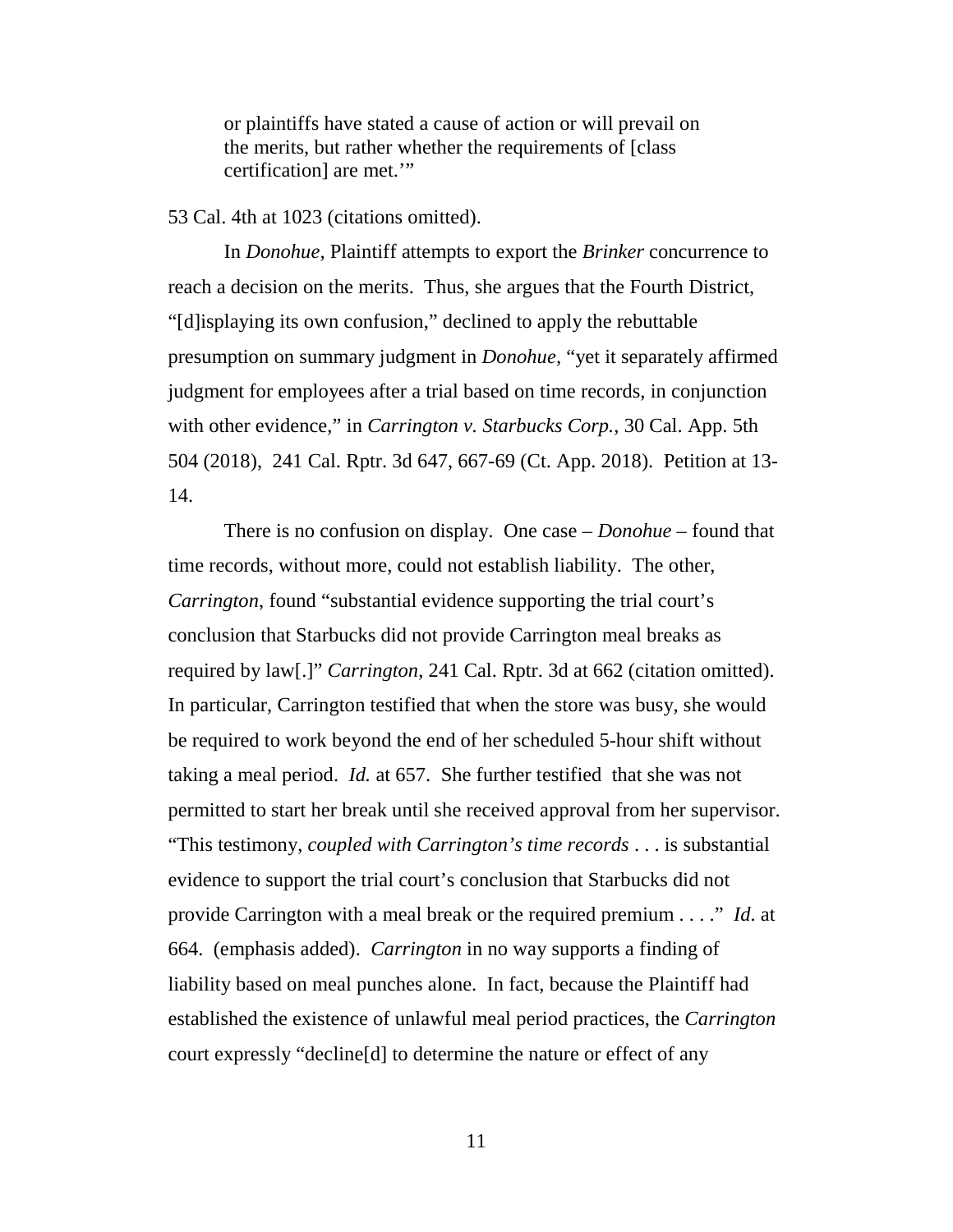> or plaintiffs have stated a cause of action or will prevail on the merits, but rather whether the requirements of [class certification] are met.'"

53 Cal. 4th at 1023 (citations omitted).

In *Donohue,* Plaintiff attempts to export the *Brinker* concurrence to reach a decision on the merits. Thus, she argues that the Fourth District, "[d]isplaying its own confusion," declined to apply the rebuttable presumption on summary judgment in *Donohue,* "yet it separately affirmed judgment for employees after a trial based on time records, in conjunction with other evidence," in *Carrington v. Starbucks Corp.*, 30 Cal. App. 5th 504 (2018), 241 Cal. Rptr. 3d 647, 667-69 (Ct. App. 2018). Petition at 13-14.

There is no confusion on display. One case – *Donohue* – found that time records, without more, could not establish liability. The other, *Carrington*, found "substantial evidence supporting the trial court's conclusion that Starbucks did not provide Carrington meal breaks as required by law[.]" *Carrington*, 241 Cal. Rptr. 3d at 662 (citation omitted). In particular, Carrington testified that when the store was busy, she would be required to work beyond the end of her scheduled 5-hour shift without taking a meal period. *Id.* at 657. She further testified that she was not permitted to start her break until she received approval from her supervisor. "This testimony, *coupled with Carrington's time records* . . . is substantial evidence to support the trial court's conclusion that Starbucks did not provide Carrington with a meal break or the required premium . . . ." *Id*. at 664. (emphasis added). *Carrington* in no way supports a finding of liability based on meal punches alone. In fact, because the Plaintiff had established the existence of unlawful meal period practices, the *Carrington* court expressly "decline[d] to determine the nature or effect of any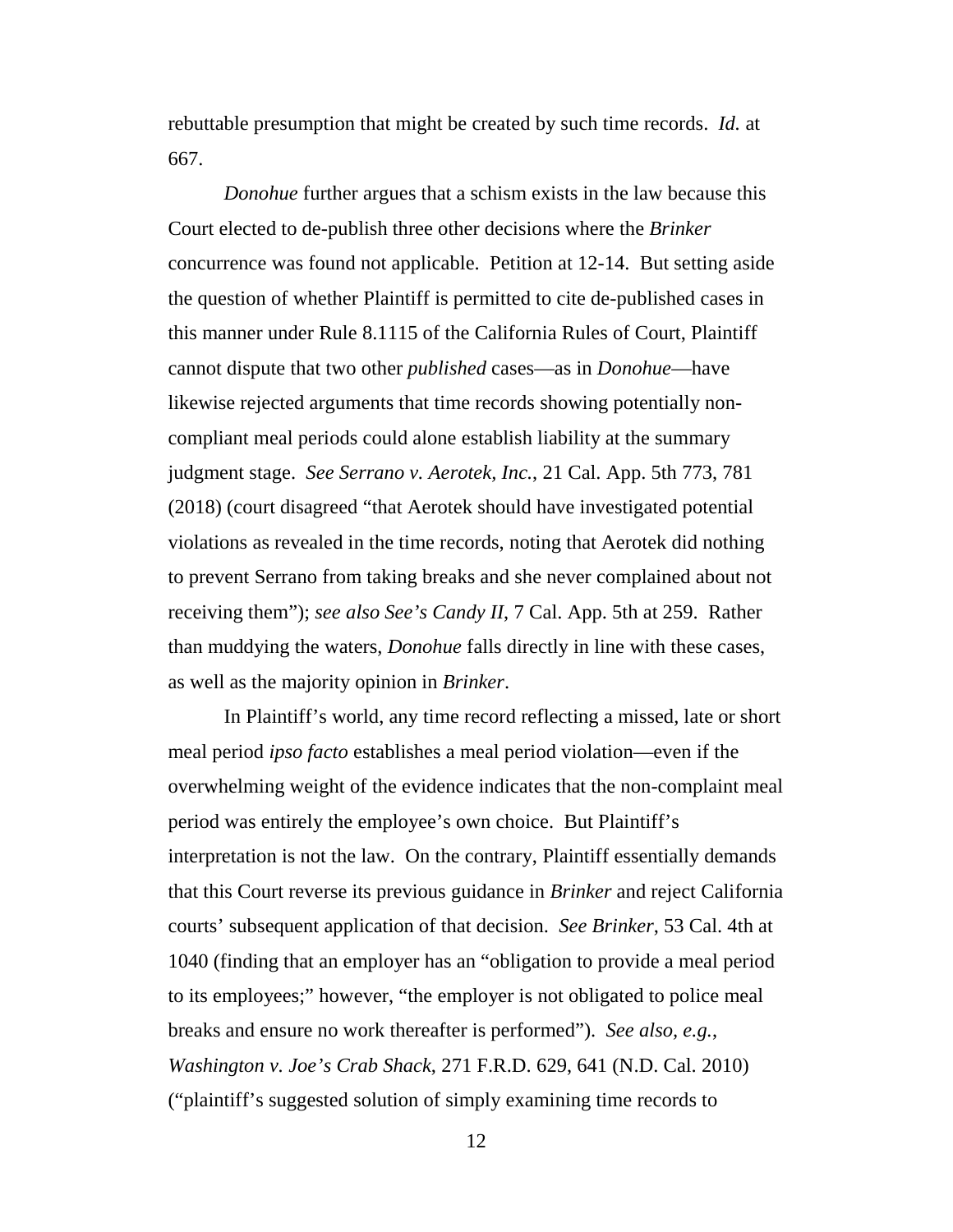rebuttable presumption that might be created by such time records. *Id.* at 667.

*Donohue* further argues that a schism exists in the law because this Court elected to de-publish three other decisions where the *Brinker* concurrence was found not applicable. Petition at 12-14. But setting aside the question of whether Plaintiff is permitted to cite de-published cases in this manner under Rule 8.1115 of the California Rules of Court, Plaintiff cannot dispute that two other *published* cases—as in *Donohue*—have likewise rejected arguments that time records showing potentially non-compliant meal periods could alone establish liability at the summary judgment stage. *See Serrano v. Aerotek, Inc.*, 21 Cal. App. 5th 773, 781 (2018) (court disagreed "that Aerotek should have investigated potential violations as revealed in the time records, noting that Aerotek did nothing to prevent Serrano from taking breaks and she never complained about not receiving them"); *see also See's Candy II*, 7 Cal. App. 5th at 259. Rather than muddying the waters, *Donohue* falls directly in line with these cases, as well as the majority opinion in *Brinker*.

In Plaintiff's world, any time record reflecting a missed, late or short meal period *ipso facto* establishes a meal period violation—even if the overwhelming weight of the evidence indicates that the non-complaint meal period was entirely the employee's own choice. But Plaintiff's interpretation is not the law. On the contrary, Plaintiff essentially demands that this Court reverse its previous guidance in *Brinker* and reject California courts' subsequent application of that decision. *See Brinker*, 53 Cal. 4th at 1040 (finding that an employer has an "obligation to provide a meal period to its employees;" however, "the employer is not obligated to police meal breaks and ensure no work thereafter is performed"). *See also, e.g., Washington v. Joe's Crab Shack*, 271 F.R.D. 629, 641 (N.D. Cal. 2010) ("plaintiff's suggested solution of simply examining time records to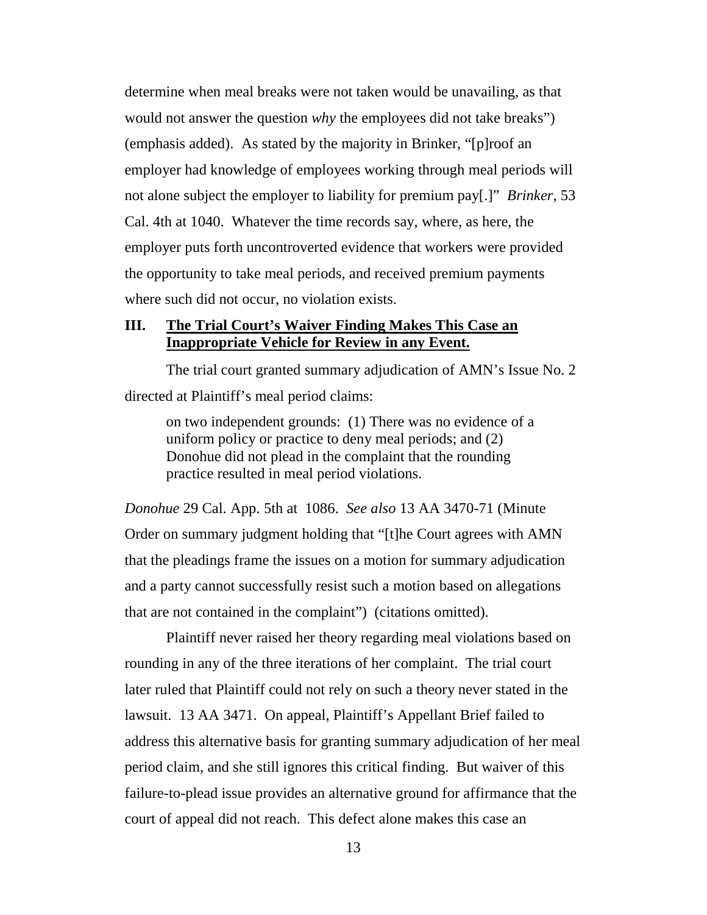determine when meal breaks were not taken would be unavailing, as that would not answer the question *why* the employees did not take breaks") (emphasis added). As stated by the majority in Brinker, "[p]roof an employer had knowledge of employees working through meal periods will not alone subject the employer to liability for premium pay[.]" *Brinker,* 53 Cal. 4th at 1040. Whatever the time records say, where, as here, the employer puts forth uncontroverted evidence that workers were provided the opportunity to take meal periods, and received premium payments where such did not occur, no violation exists.

## III. <u>The Trial Court's Waiver Finding Makes This Case an Inappropriate Vehicle for Review in any Event.</u>

The trial court granted summary adjudication of AMN's Issue No. 2 directed at Plaintiff's meal period claims:

> on two independent grounds: (1) There was no evidence of a uniform policy or practice to deny meal periods; and (2) Donohue did not plead in the complaint that the rounding practice resulted in meal period violations.

*Donohue* 29 Cal. App. 5th at 1086. *See also* 13 AA 3470-71 (Minute Order on summary judgment holding that "[t]he Court agrees with AMN that the pleadings frame the issues on a motion for summary adjudication and a party cannot successfully resist such a motion based on allegations that are not contained in the complaint") (citations omitted).

Plaintiff never raised her theory regarding meal violations based on rounding in any of the three iterations of her complaint. The trial court later ruled that Plaintiff could not rely on such a theory never stated in the lawsuit. 13 AA 3471. On appeal, Plaintiff's Appellant Brief failed to address this alternative basis for granting summary adjudication of her meal period claim, and she still ignores this critical finding. But waiver of this failure-to-plead issue provides an alternative ground for affirmance that the court of appeal did not reach. This defect alone makes this case an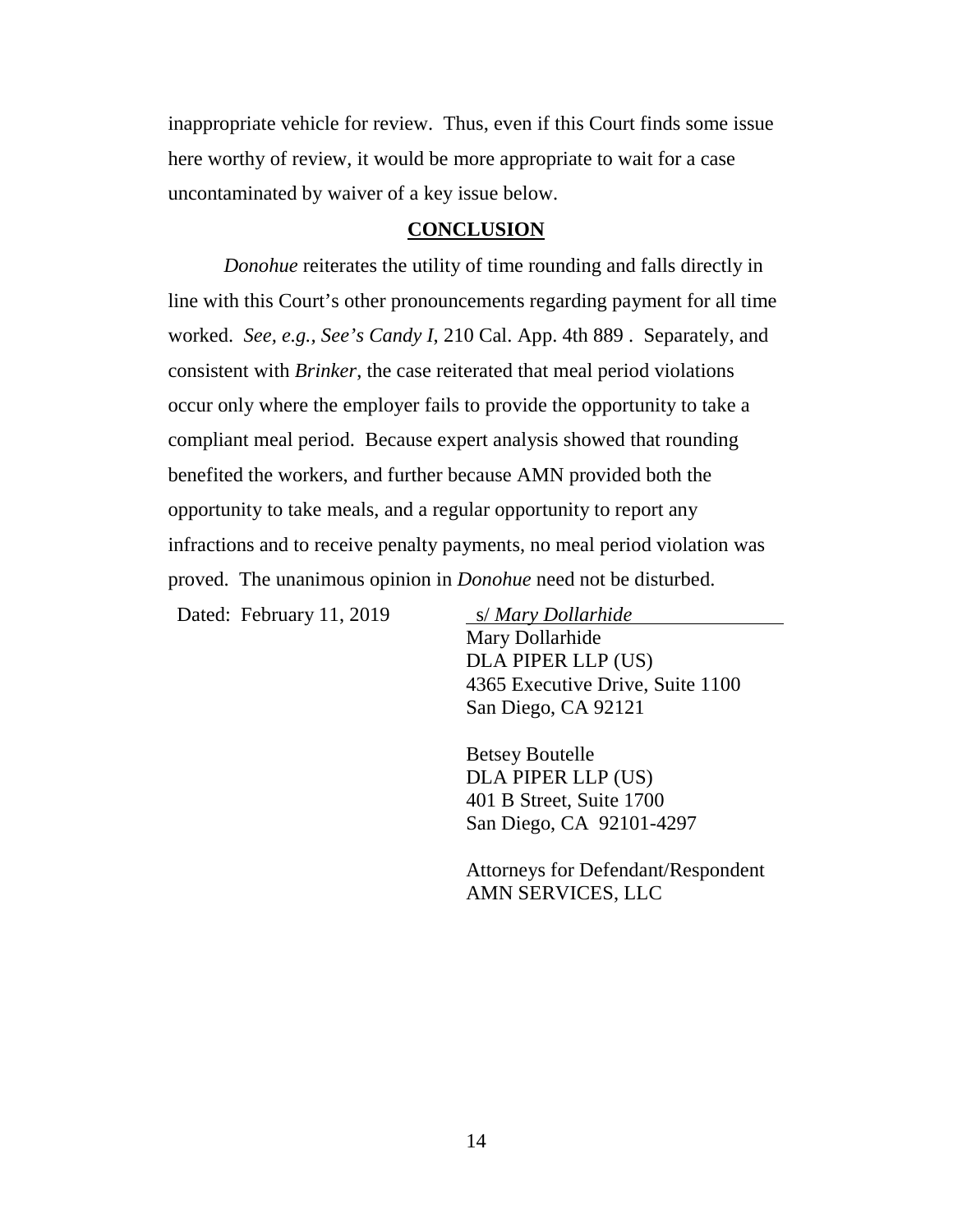inappropriate vehicle for review. Thus, even if this Court finds some issue here worthy of review, it would be more appropriate to wait for a case uncontaminated by waiver of a key issue below.

## **CONCLUSION**

*Donohue* reiterates the utility of time rounding and falls directly in line with this Court's other pronouncements regarding payment for all time worked. *See, e.g., See's Candy I*, 210 Cal. App. 4th 889 . Separately, and consistent with *Brinker*, the case reiterated that meal period violations occur only where the employer fails to provide the opportunity to take a compliant meal period. Because expert analysis showed that rounding benefited the workers, and further because AMN provided both the opportunity to take meals, and a regular opportunity to report any infractions and to receive penalty payments, no meal period violation was proved. The unanimous opinion in *Donohue* need not be disturbed.

Dated: February 11, 2019

s/ *Mary Dollarhide*
Mary Dollarhide
DLA PIPER LLP (US)
4365 Executive Drive, Suite 1100
San Diego, CA 92121

Betsey Boutelle
DLA PIPER LLP (US)
401 B Street, Suite 1700
San Diego, CA 92101-4297

Attorneys for Defendant/Respondent
AMN SERVICES, LLC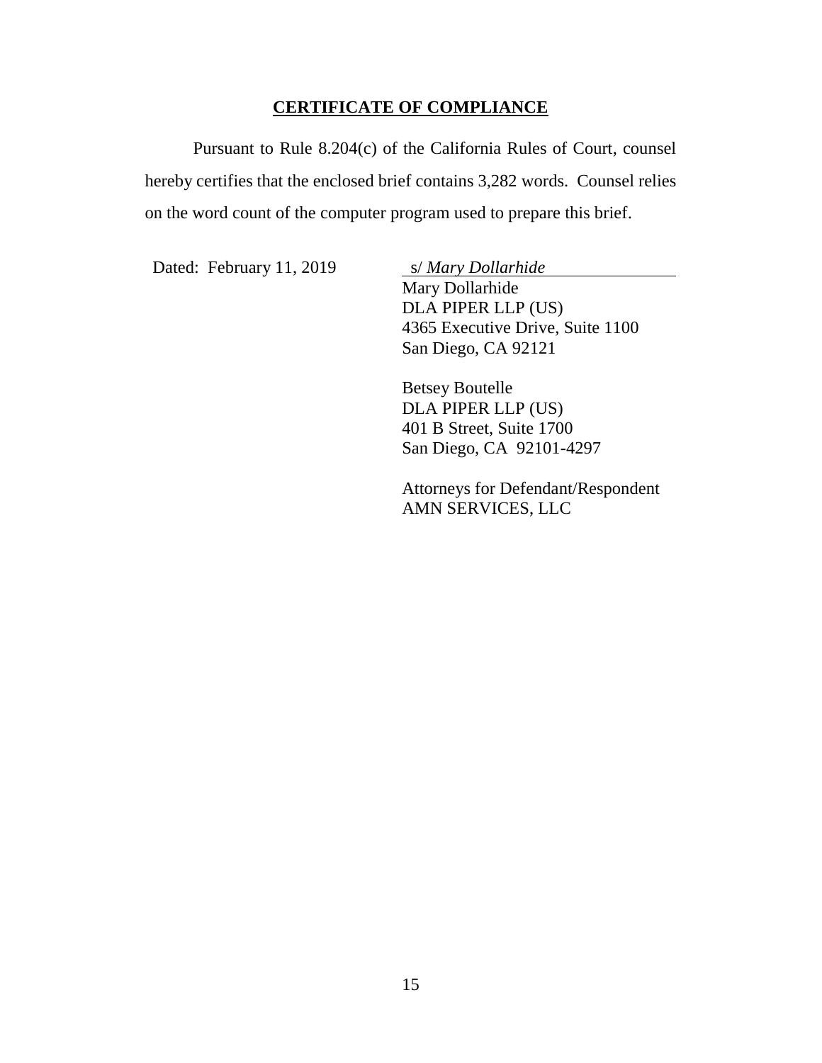## CERTIFICATE OF COMPLIANCE

Pursuant to Rule 8.204(c) of the California Rules of Court, counsel hereby certifies that the enclosed brief contains 3,282 words. Counsel relies on the word count of the computer program used to prepare this brief.

Dated: February 11, 2019

s/ *Mary Dollarhide*
Mary Dollarhide
DLA PIPER LLP (US)
4365 Executive Drive, Suite 1100
San Diego, CA 92121

Betsey Boutelle
DLA PIPER LLP (US)
401 B Street, Suite 1700
San Diego, CA 92101-4297

Attorneys for Defendant/Respondent
AMN SERVICES, LLC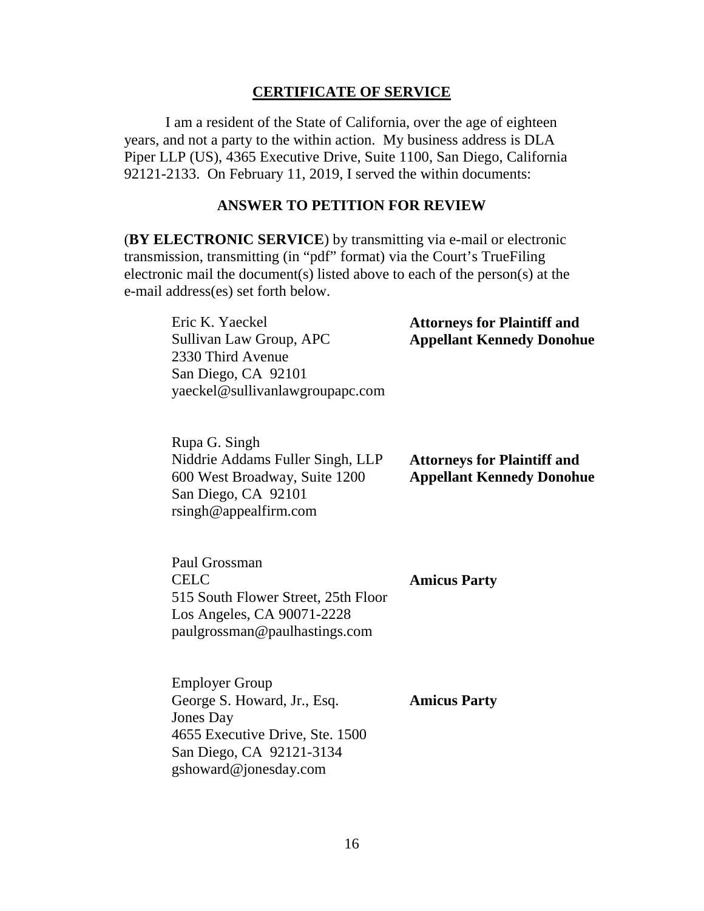## CERTIFICATE OF SERVICE

I am a resident of the State of California, over the age of eighteen years, and not a party to the within action. My business address is DLA Piper LLP (US), 4365 Executive Drive, Suite 1100, San Diego, California 92121-2133. On February 11, 2019, I served the within documents:

**ANSWER TO PETITION FOR REVIEW**

(**BY ELECTRONIC SERVICE**) by transmitting via e-mail or electronic transmission, transmitting (in "pdf" format) via the Court's TrueFiling electronic mail the document(s) listed above to each of the person(s) at the e-mail address(es) set forth below.

| | |
|---|---|
| Eric K. Yaeckel<br>Sullivan Law Group, APC<br>2330 Third Avenue<br>San Diego, CA 92101<br>yaeckel@sullivanlawgroupapc.com | **Attorneys for Plaintiff and Appellant Kennedy Donohue** |
| Rupa G. Singh<br>Niddrie Addams Fuller Singh, LLP<br>600 West Broadway, Suite 1200<br>San Diego, CA 92101<br>rsingh@appealfirm.com | **Attorneys for Plaintiff and Appellant Kennedy Donohue** |
| Paul Grossman<br>CELC<br>515 South Flower Street, 25th Floor<br>Los Angeles, CA 90071-2228<br>paulgrossman@paulhastings.com | **Amicus Party** |
| Employer Group<br>George S. Howard, Jr., Esq.<br>Jones Day<br>4655 Executive Drive, Ste. 1500<br>San Diego, CA 92121-3134<br>gshoward@jonesday.com | **Amicus Party** |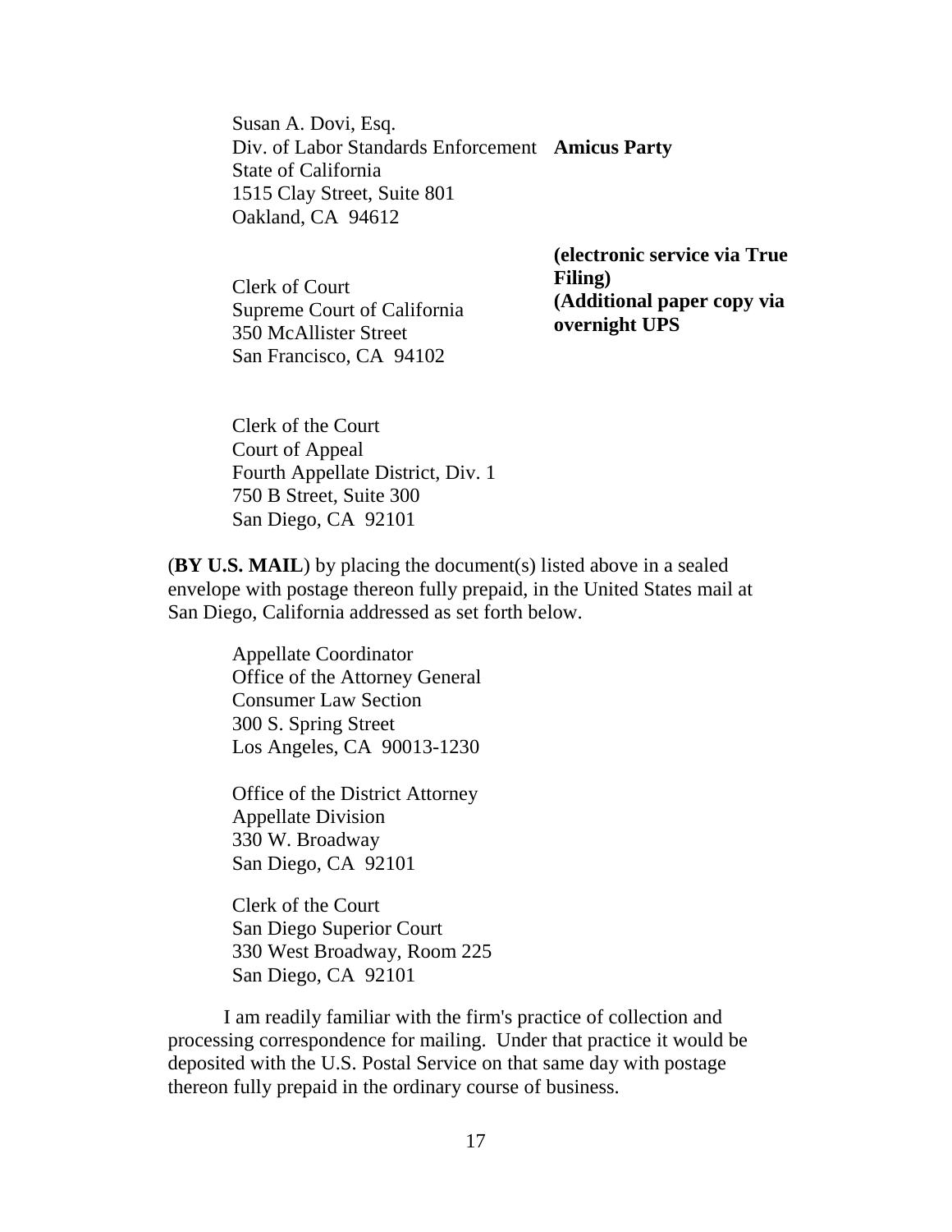Susan A. Dovi, Esq.  
Div. of Labor Standards Enforcement **Amicus Party**  
State of California  
1515 Clay Street, Suite 801  
Oakland, CA 94612

Clerk of Court  
Supreme Court of California  
350 McAllister Street  
San Francisco, CA 94102

**(electronic service via True Filing)**  
**(Additional paper copy via overnight UPS**

Clerk of the Court  
Court of Appeal  
Fourth Appellate District, Div. 1  
750 B Street, Suite 300  
San Diego, CA 92101

(**BY U.S. MAIL**) by placing the document(s) listed above in a sealed envelope with postage thereon fully prepaid, in the United States mail at San Diego, California addressed as set forth below.

Appellate Coordinator  
Office of the Attorney General  
Consumer Law Section  
300 S. Spring Street  
Los Angeles, CA 90013-1230

Office of the District Attorney  
Appellate Division  
330 W. Broadway  
San Diego, CA 92101

Clerk of the Court  
San Diego Superior Court  
330 West Broadway, Room 225  
San Diego, CA 92101

I am readily familiar with the firm's practice of collection and processing correspondence for mailing. Under that practice it would be deposited with the U.S. Postal Service on that same day with postage thereon fully prepaid in the ordinary course of business.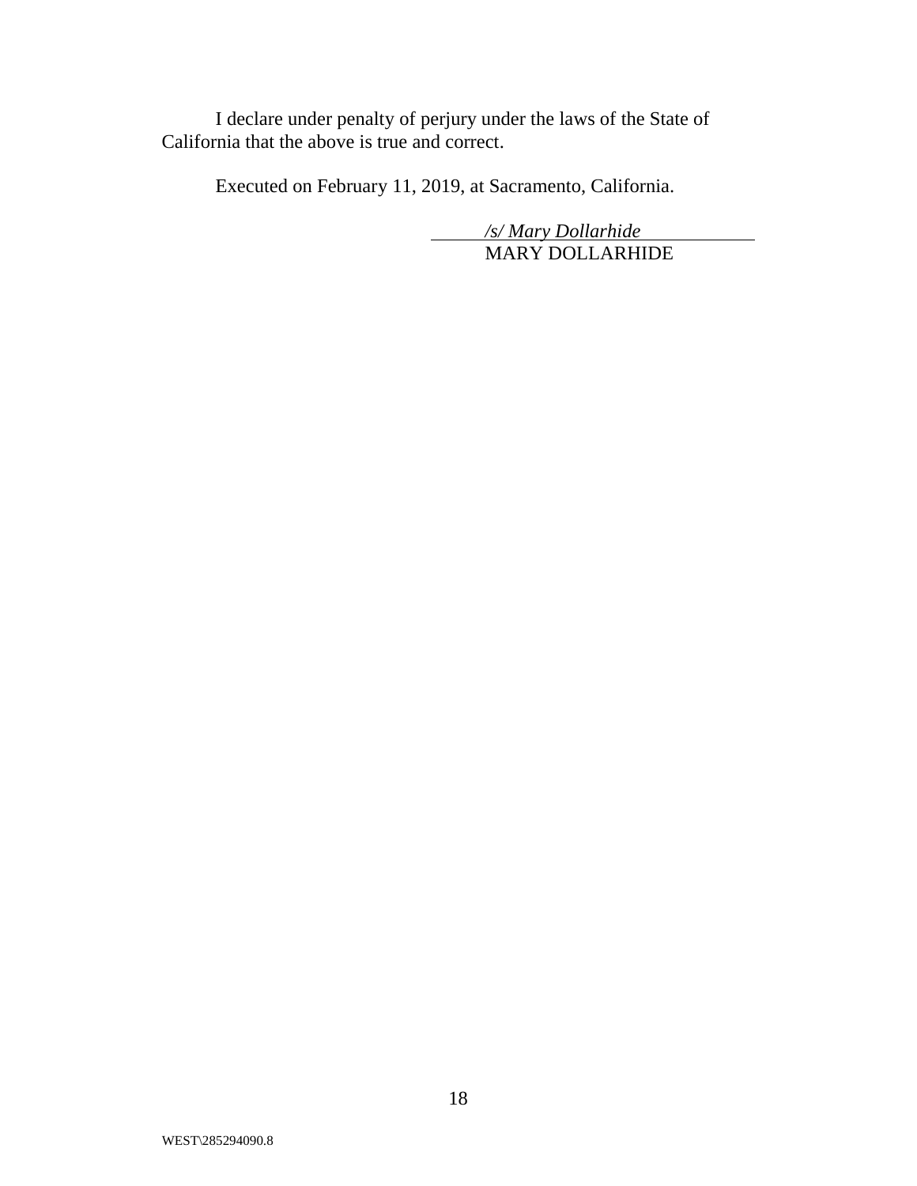I declare under penalty of perjury under the laws of the State of California that the above is true and correct.

Executed on February 11, 2019, at Sacramento, California.

*/s/ Mary Dollarhide*
MARY DOLLARHIDE

WEST\285294090.8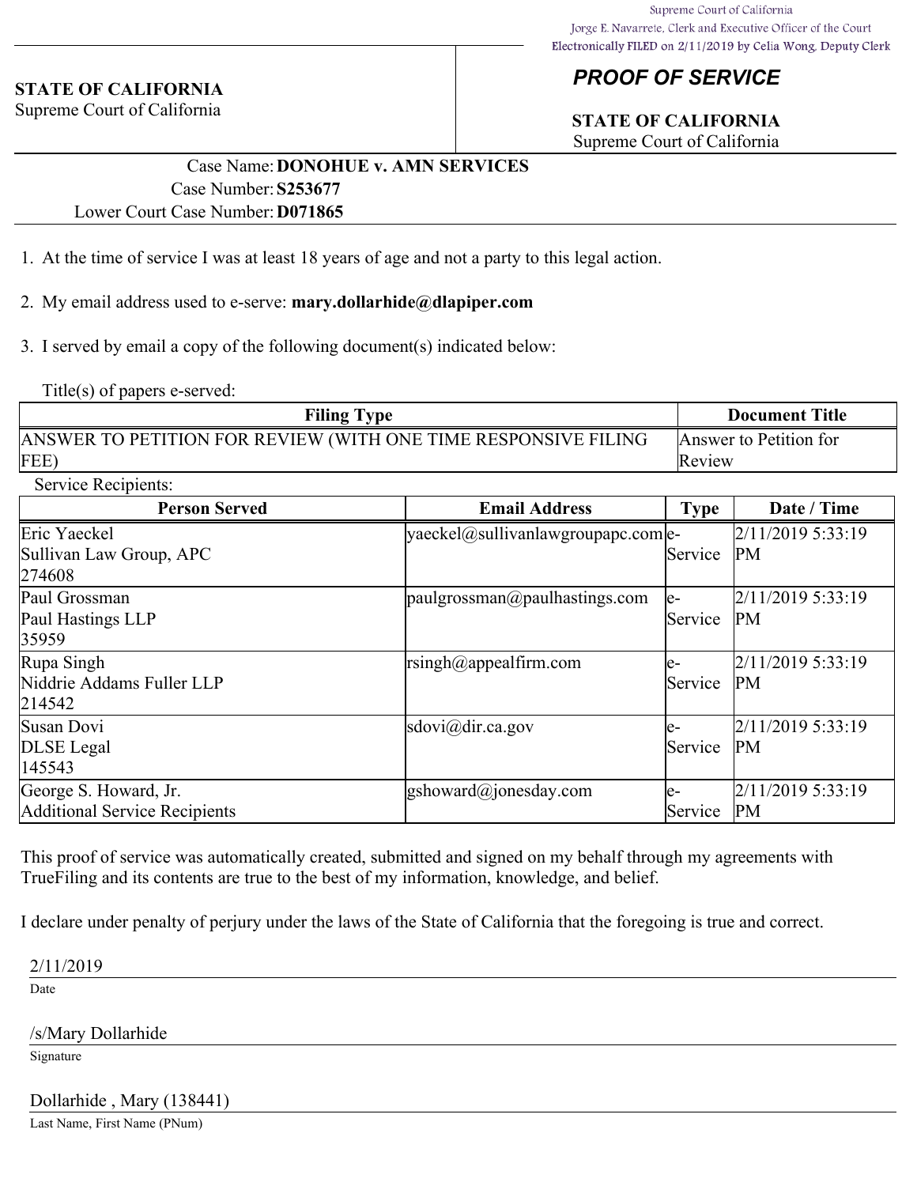Supreme Court of California
Jorge E. Navarrete, Clerk and Executive Officer of the Court
Electronically FILED on 2/11/2019 by Celia Wong, Deputy Clerk

**STATE OF CALIFORNIA**
Supreme Court of California

# *PROOF OF SERVICE*

**STATE OF CALIFORNIA**
Supreme Court of California

Case Name: **DONOHUE v. AMN SERVICES**
Case Number: **S253677**
Lower Court Case Number: **D071865**

1. At the time of service I was at least 18 years of age and not a party to this legal action.

2. My email address used to e-serve: **mary.dollarhide@dlapiper.com**

3. I served by email a copy of the following document(s) indicated below:

Title(s) of papers e-served:

| Filing Type | Document Title |
|---|---|
| ANSWER TO PETITION FOR REVIEW (WITH ONE TIME RESPONSIVE FILING FEE) | Answer to Petition for Review |

Service Recipients:

| Person Served | Email Address | Type | Date / Time |
|---|---|---|---|
| Eric Yaeckel<br>Sullivan Law Group, APC<br>274608 | yaeckel@sullivanlawgroupapc.com | e-Service | 2/11/2019 5:33:19 PM |
| Paul Grossman<br>Paul Hastings LLP<br>35959 | paulgrossman@paulhastings.com | e-Service | 2/11/2019 5:33:19 PM |
| Rupa Singh<br>Niddrie Addams Fuller LLP<br>214542 | rsingh@appealfirm.com | e-Service | 2/11/2019 5:33:19 PM |
| Susan Dovi<br>DLSE Legal<br>145543 | sdovi@dir.ca.gov | e-Service | 2/11/2019 5:33:19 PM |
| George S. Howard, Jr.<br>Additional Service Recipients | gshoward@jonesday.com | e-Service | 2/11/2019 5:33:19 PM |

This proof of service was automatically created, submitted and signed on my behalf through my agreements with TrueFiling and its contents are true to the best of my information, knowledge, and belief.

I declare under penalty of perjury under the laws of the State of California that the foregoing is true and correct.

2/11/2019
Date

/s/Mary Dollarhide
Signature

Dollarhide , Mary (138441)
Last Name, First Name (PNum)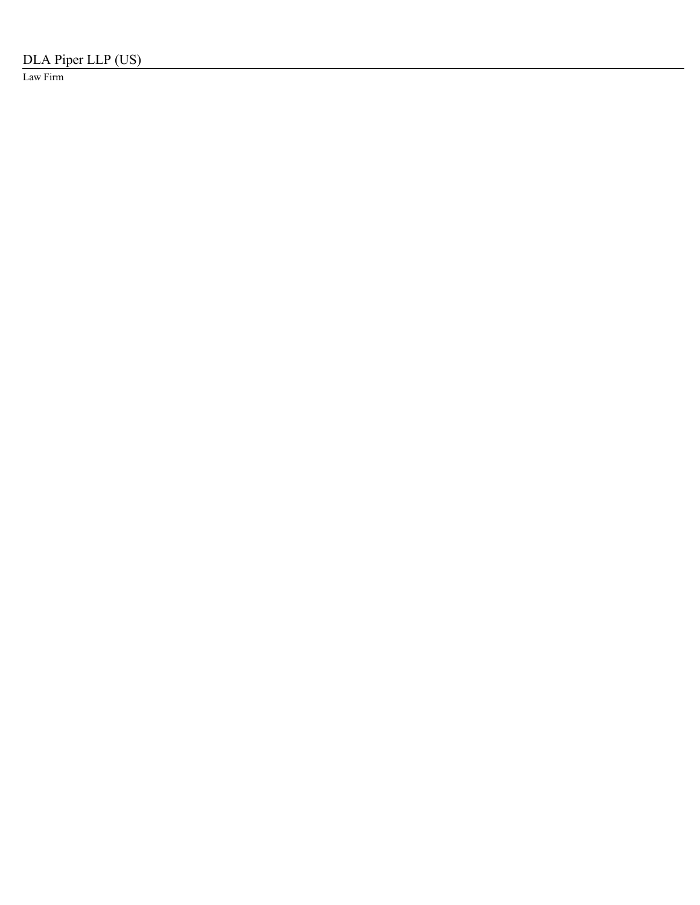DLA Piper LLP (US)

Law Firm